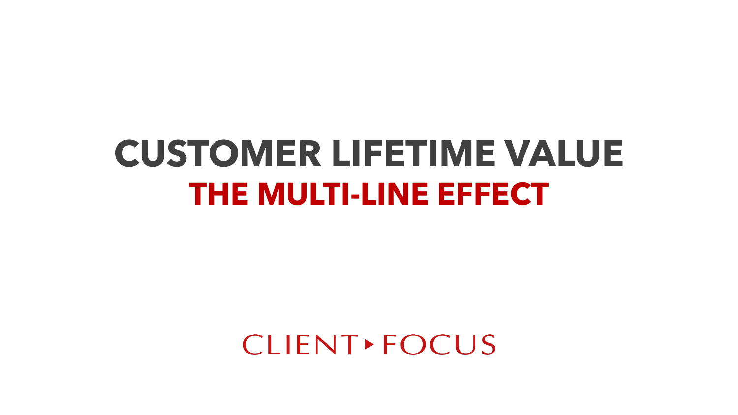# CUSTOMER LIFETIME VALUE

## THE MULTI-LINE EFFECT

CLIENT ▸ FOCUS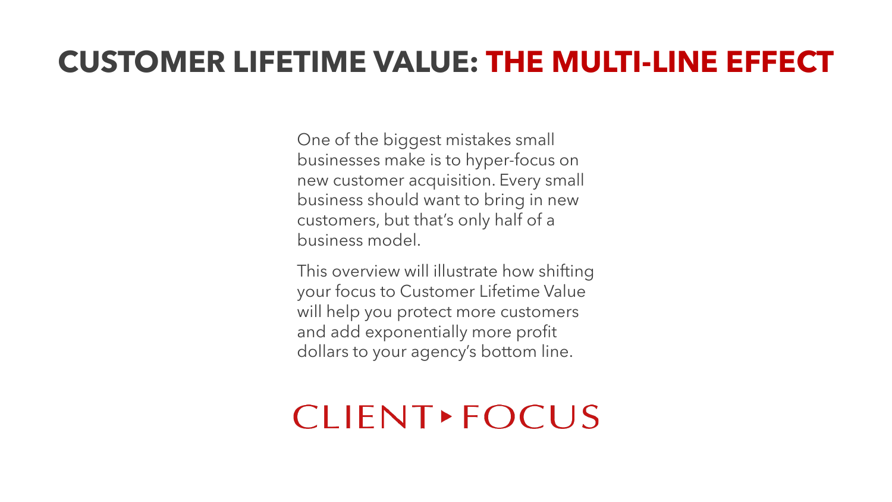# CUSTOMER LIFETIME VALUE: THE MULTI-LINE EFFECT

One of the biggest mistakes small businesses make is to hyper-focus on new customer acquisition. Every small business should want to bring in new customers, but that's only half of a business model.

This overview will illustrate how shifting your focus to Customer Lifetime Value will help you protect more customers and add exponentially more profit dollars to your agency's bottom line.

CLIENT ▸ FOCUS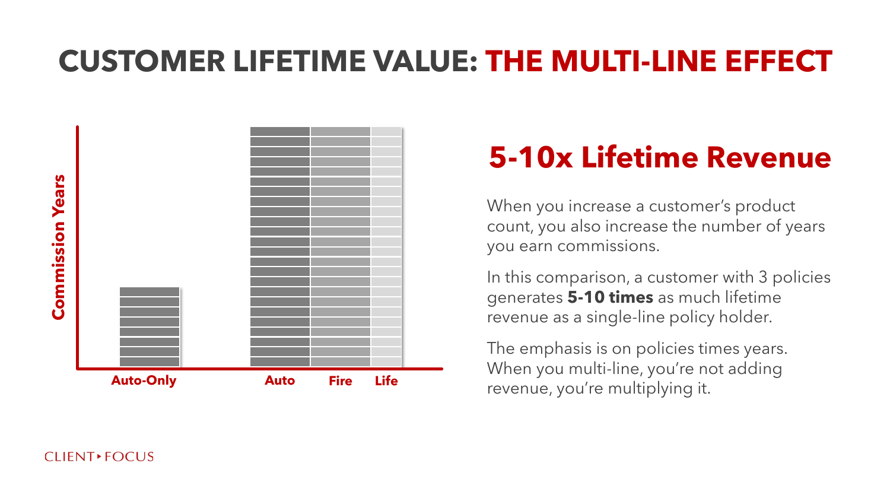# CUSTOMER LIFETIME VALUE: THE MULTI-LINE EFFECT

Commission Years

Auto-Only

Auto Fire Life

## 5-10x Lifetime Revenue

When you increase a customer's product count, you also increase the number of years you earn commissions.

In this comparison, a customer with 3 policies generates **5-10 times** as much lifetime revenue as a single-line policy holder.

The emphasis is on policies times years. When you multi-line, you're not adding revenue, you're multiplying it.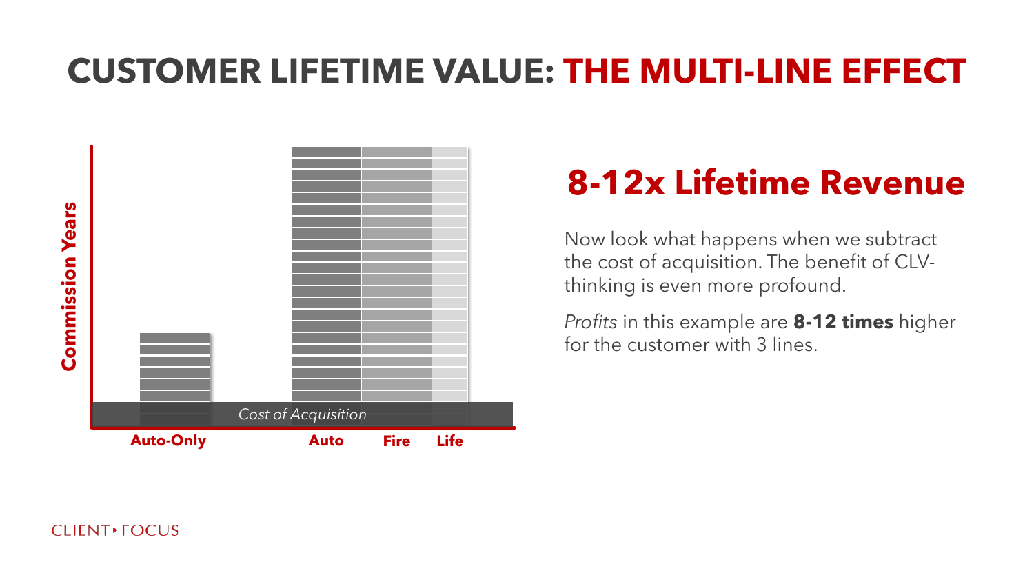# CUSTOMER LIFETIME VALUE: THE MULTI-LINE EFFECT

Commission Years

Cost of Acquisition

Auto-Only | Auto | Fire | Life

## 8-12x Lifetime Revenue

Now look what happens when we subtract the cost of acquisition. The benefit of CLV-thinking is even more profound.

*Profits* in this example are **8-12 times** higher for the customer with 3 lines.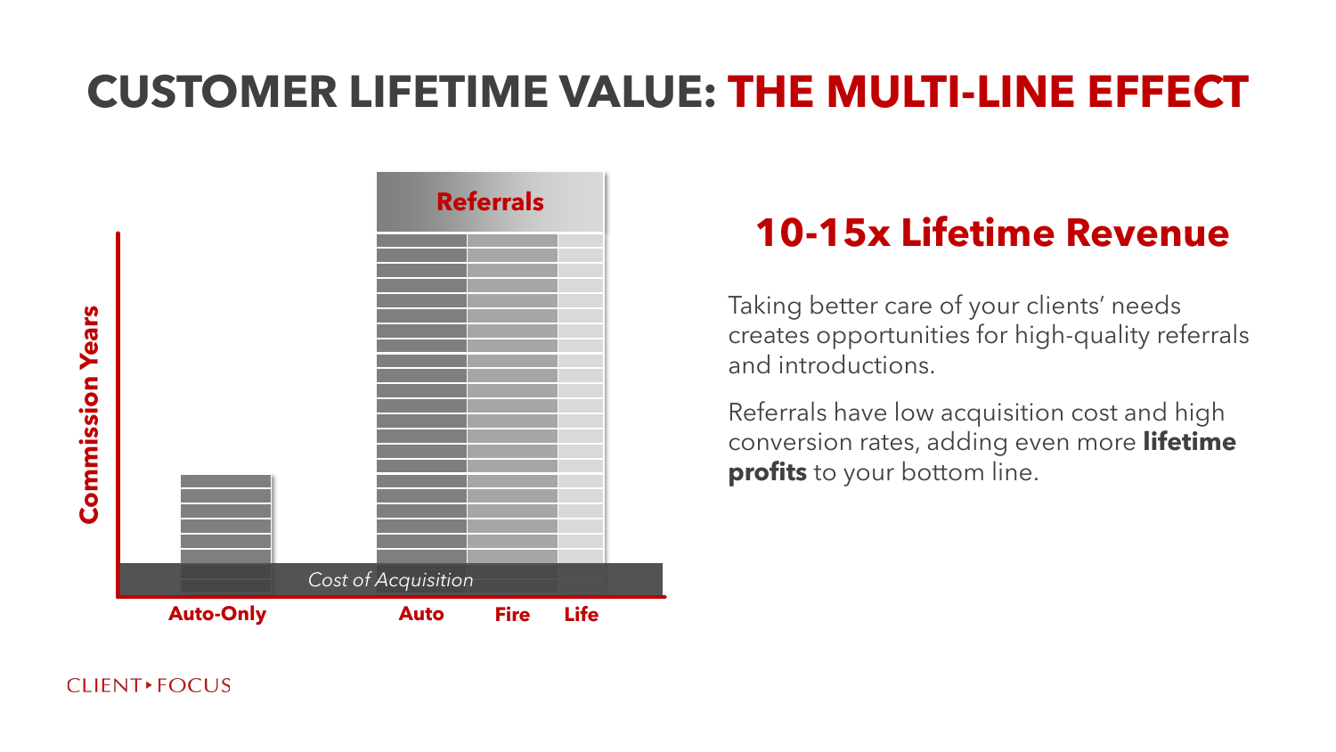# CUSTOMER LIFETIME VALUE: THE MULTI-LINE EFFECT

Commission Years

Referrals

Cost of Acquisition

Auto-Only

Auto

Fire

Life

## 10-15x Lifetime Revenue

Taking better care of your clients' needs creates opportunities for high-quality referrals and introductions.

Referrals have low acquisition cost and high conversion rates, adding even more **lifetime profits** to your bottom line.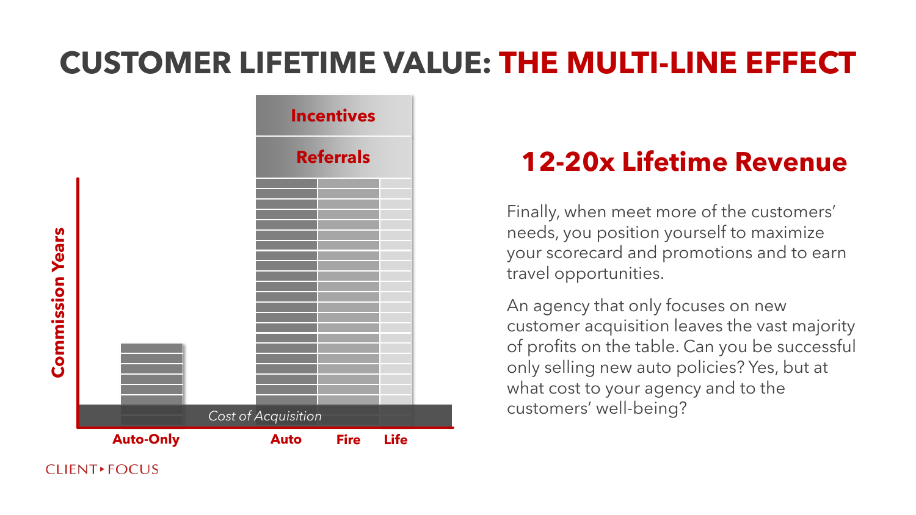# CUSTOMER LIFETIME VALUE: THE MULTI-LINE EFFECT

Incentives

Referrals

Commission Years

Cost of Acquisition

Auto-Only

Auto

Fire

Life

## 12-20x Lifetime Revenue

Finally, when meet more of the customers' needs, you position yourself to maximize your scorecard and promotions and to earn travel opportunities.

An agency that only focuses on new customer acquisition leaves the vast majority of profits on the table. Can you be successful only selling new auto policies? Yes, but at what cost to your agency and to the customers' well-being?

CLIENT ▸ FOCUS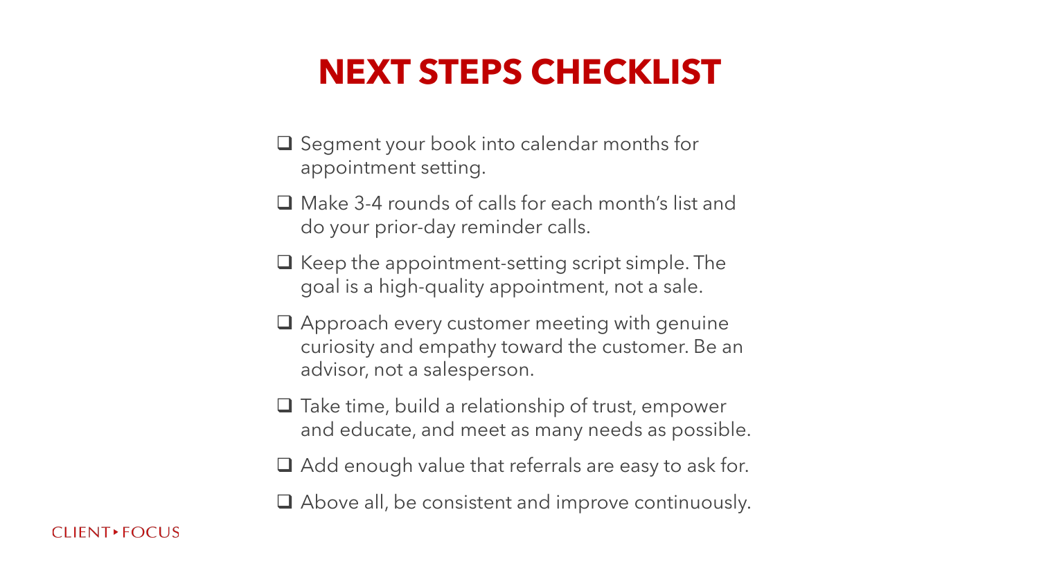# NEXT STEPS CHECKLIST

- ❑ Segment your book into calendar months for appointment setting.
- ❑ Make 3-4 rounds of calls for each month's list and do your prior-day reminder calls.
- ❑ Keep the appointment-setting script simple. The goal is a high-quality appointment, not a sale.
- ❑ Approach every customer meeting with genuine curiosity and empathy toward the customer. Be an advisor, not a salesperson.
- ❑ Take time, build a relationship of trust, empower and educate, and meet as many needs as possible.
- ❑ Add enough value that referrals are easy to ask for.
- ❑ Above all, be consistent and improve continuously.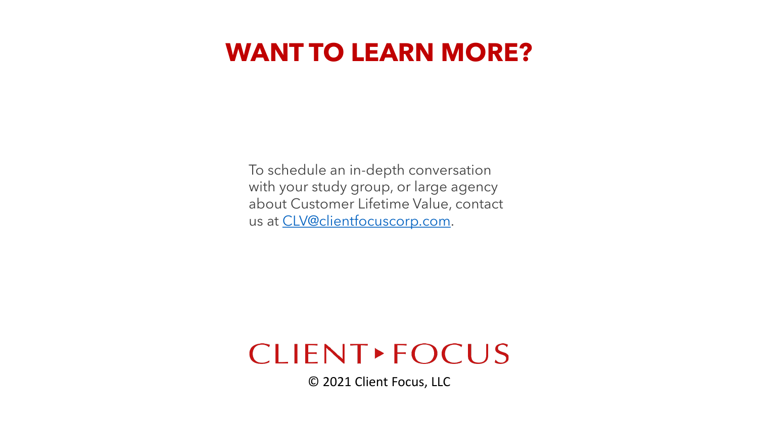# WANT TO LEARN MORE?

To schedule an in-depth conversation with your study group, or large agency about Customer Lifetime Value, contact us at [CLV@clientfocuscorp.com](mailto:CLV@clientfocuscorp.com).

CLIENT ▸ FOCUS

© 2021 Client Focus, LLC